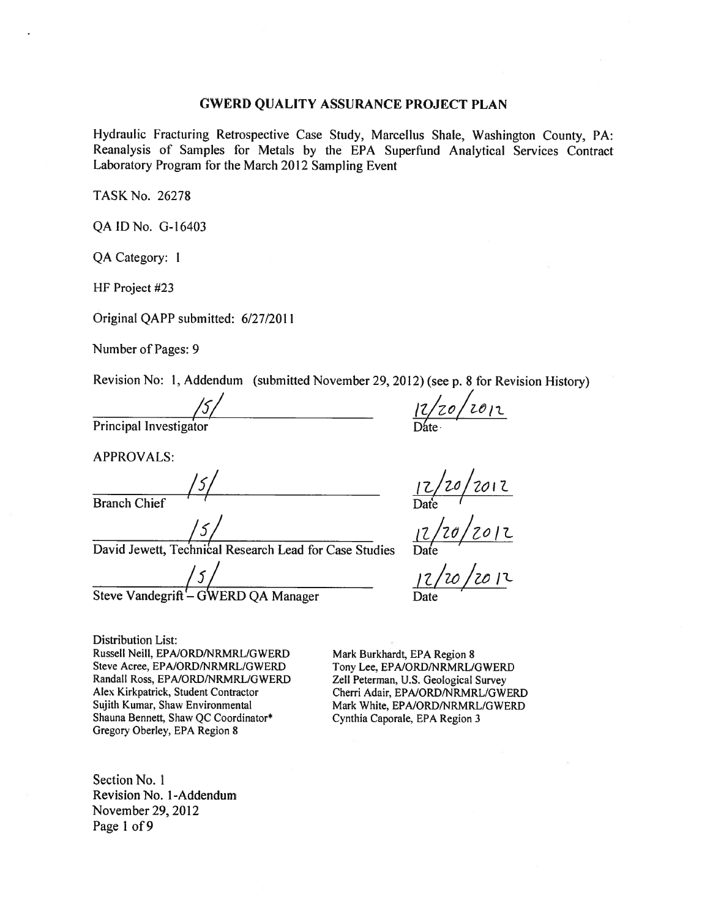# GWERD QUALITY ASSURANCE PROJECT PLAN

Hydraulic Fracturing Retrospective Case Study, Marcellus Shale, Washington County, PA: Reanalysis of Samples for Metals by the EPA Superfund Analytical Services Contract Laboratory Program for the March 2012 Sampling Event

TASK No. 26278

QA ID No. G-16403

QA Category: 1

HF Project #23

Original QAPP submitted: 6/27/2011

Number of Pages: 9

Revision No: 1, Addendum (submitted November 29, 2012) (see p. 8 for Revision History)

/S/ — Principal Investigator — Date: 12/20/2012

APPROVALS:

/S/ — Branch Chief — Date: 12/20/2012

/S/ — David Jewett, Technical Research Lead for Case Studies — Date: 12/20/2012

/S/ — Steve Vandegrift – GWERD QA Manager — Date: 12/20/2012

Distribution List:

Russell Neill, EPA/ORD/NRMRL/GWERD
Steve Acree, EPA/ORD/NRMRL/GWERD
Randall Ross, EPA/ORD/NRMRL/GWERD
Alex Kirkpatrick, Student Contractor
Sujith Kumar, Shaw Environmental
Shauna Bennett, Shaw QC Coordinator*
Gregory Oberley, EPA Region 8
Mark Burkhardt, EPA Region 8
Tony Lee, EPA/ORD/NRMRL/GWERD
Zell Peterman, U.S. Geological Survey
Cherri Adair, EPA/ORD/NRMRL/GWERD
Mark White, EPA/ORD/NRMRL/GWERD
Cynthia Caporale, EPA Region 3

Section No. 1
Revision No. 1-Addendum
November 29, 2012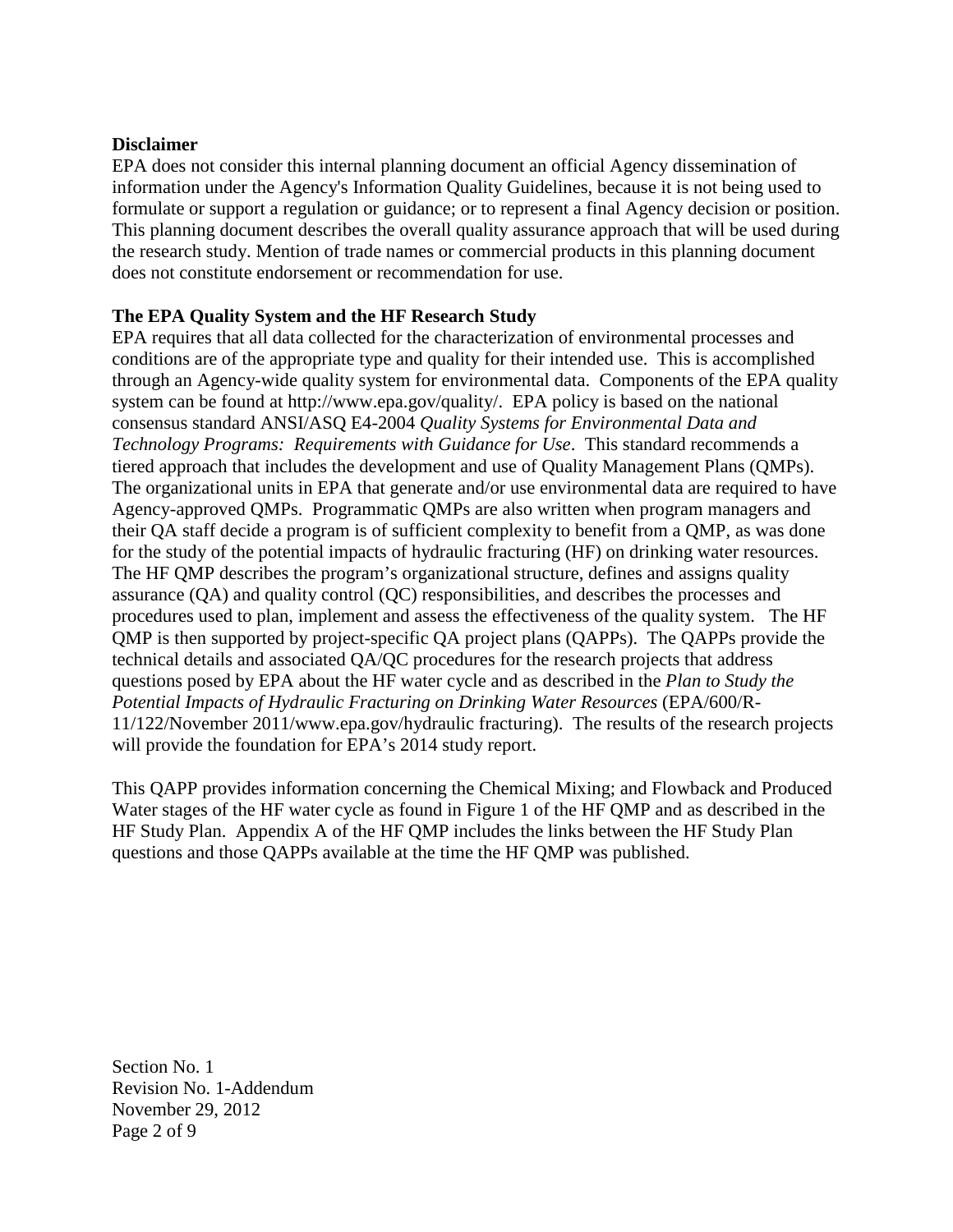**Disclaimer**

EPA does not consider this internal planning document an official Agency dissemination of information under the Agency's Information Quality Guidelines, because it is not being used to formulate or support a regulation or guidance; or to represent a final Agency decision or position. This planning document describes the overall quality assurance approach that will be used during the research study. Mention of trade names or commercial products in this planning document does not constitute endorsement or recommendation for use.

**The EPA Quality System and the HF Research Study**

EPA requires that all data collected for the characterization of environmental processes and conditions are of the appropriate type and quality for their intended use. This is accomplished through an Agency-wide quality system for environmental data. Components of the EPA quality system can be found at http://www.epa.gov/quality/. EPA policy is based on the national consensus standard ANSI/ASQ E4-2004 *Quality Systems for Environmental Data and Technology Programs: Requirements with Guidance for Use*. This standard recommends a tiered approach that includes the development and use of Quality Management Plans (QMPs). The organizational units in EPA that generate and/or use environmental data are required to have Agency-approved QMPs. Programmatic QMPs are also written when program managers and their QA staff decide a program is of sufficient complexity to benefit from a QMP, as was done for the study of the potential impacts of hydraulic fracturing (HF) on drinking water resources. The HF QMP describes the program's organizational structure, defines and assigns quality assurance (QA) and quality control (QC) responsibilities, and describes the processes and procedures used to plan, implement and assess the effectiveness of the quality system. The HF QMP is then supported by project-specific QA project plans (QAPPs). The QAPPs provide the technical details and associated QA/QC procedures for the research projects that address questions posed by EPA about the HF water cycle and as described in the *Plan to Study the Potential Impacts of Hydraulic Fracturing on Drinking Water Resources* (EPA/600/R-11/122/November 2011/www.epa.gov/hydraulic fracturing). The results of the research projects will provide the foundation for EPA's 2014 study report.

This QAPP provides information concerning the Chemical Mixing; and Flowback and Produced Water stages of the HF water cycle as found in Figure 1 of the HF QMP and as described in the HF Study Plan. Appendix A of the HF QMP includes the links between the HF Study Plan questions and those QAPPs available at the time the HF QMP was published.

Section No. 1
Revision No. 1-Addendum
November 29, 2012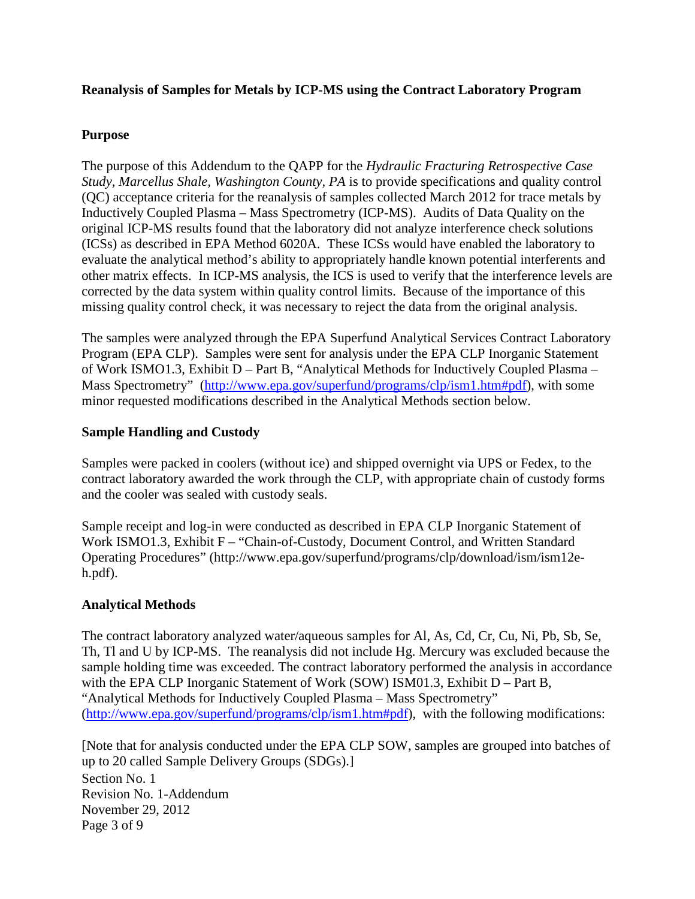**Reanalysis of Samples for Metals by ICP-MS using the Contract Laboratory Program**

**Purpose**

The purpose of this Addendum to the QAPP for the *Hydraulic Fracturing Retrospective Case Study, Marcellus Shale, Washington County, PA* is to provide specifications and quality control (QC) acceptance criteria for the reanalysis of samples collected March 2012 for trace metals by Inductively Coupled Plasma – Mass Spectrometry (ICP-MS). Audits of Data Quality on the original ICP-MS results found that the laboratory did not analyze interference check solutions (ICSs) as described in EPA Method 6020A. These ICSs would have enabled the laboratory to evaluate the analytical method's ability to appropriately handle known potential interferents and other matrix effects. In ICP-MS analysis, the ICS is used to verify that the interference levels are corrected by the data system within quality control limits. Because of the importance of this missing quality control check, it was necessary to reject the data from the original analysis.

The samples were analyzed through the EPA Superfund Analytical Services Contract Laboratory Program (EPA CLP). Samples were sent for analysis under the EPA CLP Inorganic Statement of Work ISMO1.3, Exhibit D – Part B, "Analytical Methods for Inductively Coupled Plasma – Mass Spectrometry" (http://www.epa.gov/superfund/programs/clp/ism1.htm#pdf), with some minor requested modifications described in the Analytical Methods section below.

**Sample Handling and Custody**

Samples were packed in coolers (without ice) and shipped overnight via UPS or Fedex, to the contract laboratory awarded the work through the CLP, with appropriate chain of custody forms and the cooler was sealed with custody seals.

Sample receipt and log-in were conducted as described in EPA CLP Inorganic Statement of Work ISMO1.3, Exhibit F – "Chain-of-Custody, Document Control, and Written Standard Operating Procedures" (http://www.epa.gov/superfund/programs/clp/download/ism/ism12e-h.pdf).

**Analytical Methods**

The contract laboratory analyzed water/aqueous samples for Al, As, Cd, Cr, Cu, Ni, Pb, Sb, Se, Th, Tl and U by ICP-MS. The reanalysis did not include Hg. Mercury was excluded because the sample holding time was exceeded. The contract laboratory performed the analysis in accordance with the EPA CLP Inorganic Statement of Work (SOW) ISM01.3, Exhibit D – Part B, "Analytical Methods for Inductively Coupled Plasma – Mass Spectrometry" (http://www.epa.gov/superfund/programs/clp/ism1.htm#pdf), with the following modifications:

[Note that for analysis conducted under the EPA CLP SOW, samples are grouped into batches of up to 20 called Sample Delivery Groups (SDGs).]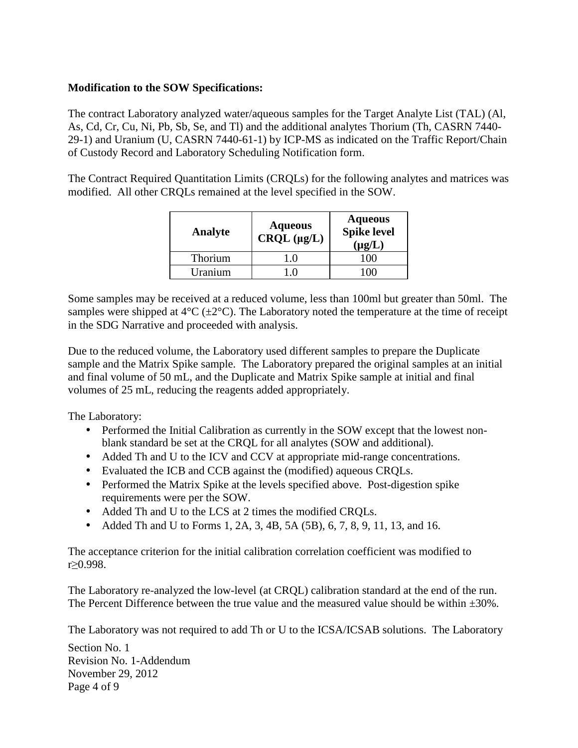**Modification to the SOW Specifications:**

The contract Laboratory analyzed water/aqueous samples for the Target Analyte List (TAL) (Al, As, Cd, Cr, Cu, Ni, Pb, Sb, Se, and Tl) and the additional analytes Thorium (Th, CASRN 7440-29-1) and Uranium (U, CASRN 7440-61-1) by ICP-MS as indicated on the Traffic Report/Chain of Custody Record and Laboratory Scheduling Notification form.

The Contract Required Quantitation Limits (CRQLs) for the following analytes and matrices was modified. All other CRQLs remained at the level specified in the SOW.

| Analyte | Aqueous CRQL (µg/L) | Aqueous Spike level (µg/L) |
|---|---|---|
| Thorium | 1.0 | 100 |
| Uranium | 1.0 | 100 |

Some samples may be received at a reduced volume, less than 100ml but greater than 50ml. The samples were shipped at 4°C (±2°C). The Laboratory noted the temperature at the time of receipt in the SDG Narrative and proceeded with analysis.

Due to the reduced volume, the Laboratory used different samples to prepare the Duplicate sample and the Matrix Spike sample. The Laboratory prepared the original samples at an initial and final volume of 50 mL, and the Duplicate and Matrix Spike sample at initial and final volumes of 25 mL, reducing the reagents added appropriately.

The Laboratory:

- Performed the Initial Calibration as currently in the SOW except that the lowest non-blank standard be set at the CRQL for all analytes (SOW and additional).
- Added Th and U to the ICV and CCV at appropriate mid-range concentrations.
- Evaluated the ICB and CCB against the (modified) aqueous CRQLs.
- Performed the Matrix Spike at the levels specified above. Post-digestion spike requirements were per the SOW.
- Added Th and U to the LCS at 2 times the modified CRQLs.
- Added Th and U to Forms 1, 2A, 3, 4B, 5A (5B), 6, 7, 8, 9, 11, 13, and 16.

The acceptance criterion for the initial calibration correlation coefficient was modified to $r \geq 0.998$.

The Laboratory re-analyzed the low-level (at CRQL) calibration standard at the end of the run. The Percent Difference between the true value and the measured value should be within ±30%.

The Laboratory was not required to add Th or U to the ICSA/ICSAB solutions. The Laboratory

Section No. 1
Revision No. 1-Addendum
November 29, 2012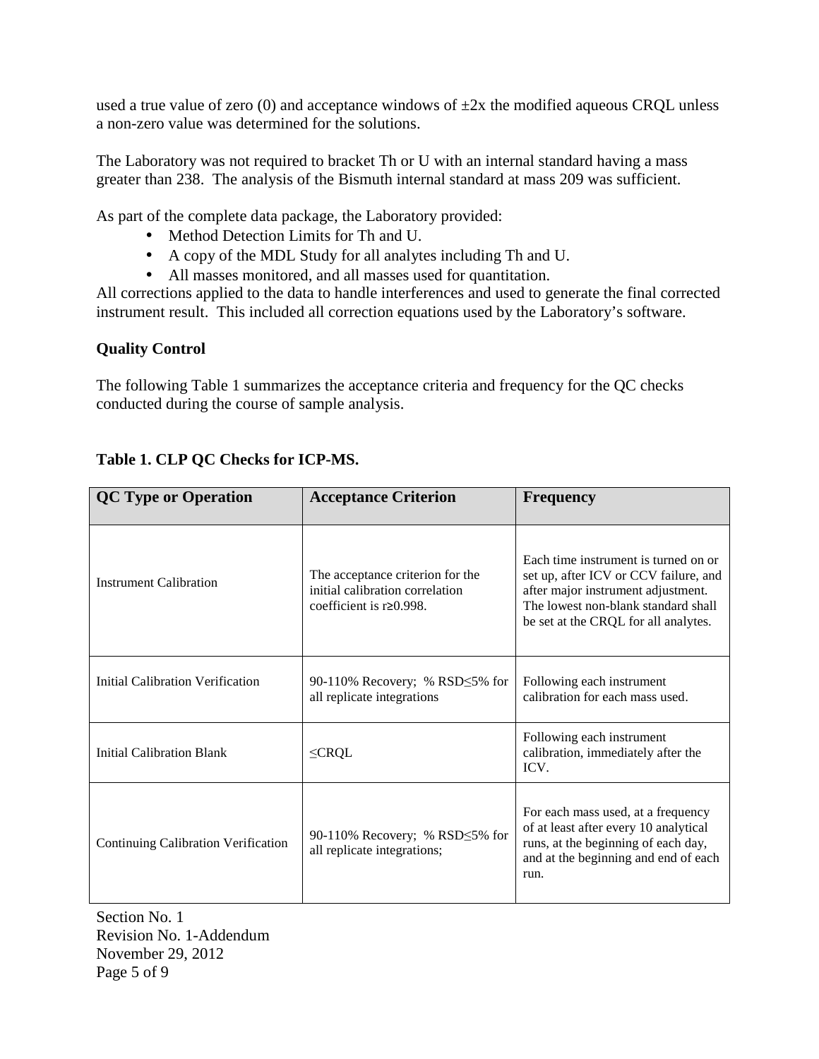used a true value of zero (0) and acceptance windows of ±2x the modified aqueous CRQL unless a non-zero value was determined for the solutions.

The Laboratory was not required to bracket Th or U with an internal standard having a mass greater than 238. The analysis of the Bismuth internal standard at mass 209 was sufficient.

As part of the complete data package, the Laboratory provided:

- Method Detection Limits for Th and U.
- A copy of the MDL Study for all analytes including Th and U.
- All masses monitored, and all masses used for quantitation.

All corrections applied to the data to handle interferences and used to generate the final corrected instrument result. This included all correction equations used by the Laboratory's software.

**Quality Control**

The following Table 1 summarizes the acceptance criteria and frequency for the QC checks conducted during the course of sample analysis.

**Table 1. CLP QC Checks for ICP-MS.**

| QC Type or Operation | Acceptance Criterion | Frequency |
| --- | --- | --- |
| Instrument Calibration | The acceptance criterion for the initial calibration correlation coefficient is r≥0.998. | Each time instrument is turned on or set up, after ICV or CCV failure, and after major instrument adjustment. The lowest non-blank standard shall be set at the CRQL for all analytes. |
| Initial Calibration Verification | 90-110% Recovery; % RSD≤5% for all replicate integrations | Following each instrument calibration for each mass used. |
| Initial Calibration Blank | ≤CRQL | Following each instrument calibration, immediately after the ICV. |
| Continuing Calibration Verification | 90-110% Recovery; % RSD≤5% for all replicate integrations; | For each mass used, at a frequency of at least after every 10 analytical runs, at the beginning of each day, and at the beginning and end of each run. |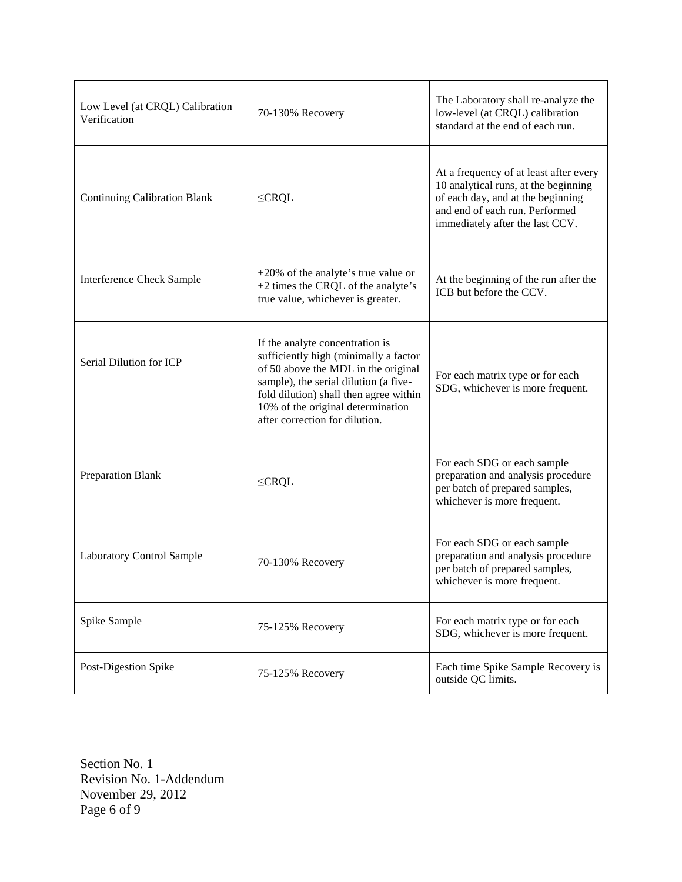| | | |
|---|---|---|
| Low Level (at CRQL) Calibration Verification | 70-130% Recovery | The Laboratory shall re-analyze the low-level (at CRQL) calibration standard at the end of each run. |
| Continuing Calibration Blank | ≤CRQL | At a frequency of at least after every 10 analytical runs, at the beginning of each day, and at the beginning and end of each run. Performed immediately after the last CCV. |
| Interference Check Sample | ±20% of the analyte's true value or ±2 times the CRQL of the analyte's true value, whichever is greater. | At the beginning of the run after the ICB but before the CCV. |
| Serial Dilution for ICP | If the analyte concentration is sufficiently high (minimally a factor of 50 above the MDL in the original sample), the serial dilution (a five-fold dilution) shall then agree within 10% of the original determination after correction for dilution. | For each matrix type or for each SDG, whichever is more frequent. |
| Preparation Blank | ≤CRQL | For each SDG or each sample preparation and analysis procedure per batch of prepared samples, whichever is more frequent. |
| Laboratory Control Sample | 70-130% Recovery | For each SDG or each sample preparation and analysis procedure per batch of prepared samples, whichever is more frequent. |
| Spike Sample | 75-125% Recovery | For each matrix type or for each SDG, whichever is more frequent. |
| Post-Digestion Spike | 75-125% Recovery | Each time Spike Sample Recovery is outside QC limits. |

Section No. 1
Revision No. 1-Addendum
November 29, 2012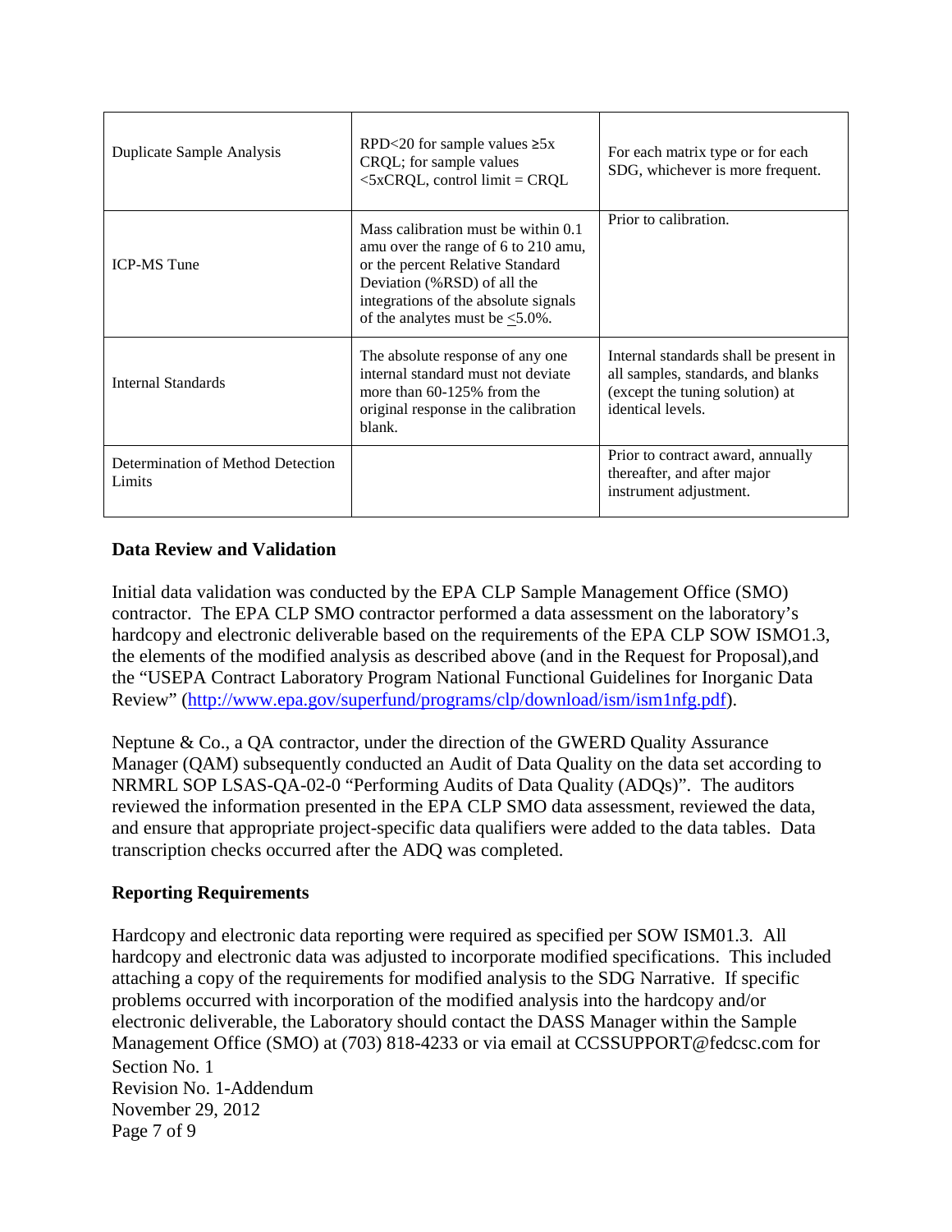| | | |
|---|---|---|
| Duplicate Sample Analysis | RPD<20 for sample values ≥5x CRQL; for sample values <5xCRQL, control limit = CRQL | For each matrix type or for each SDG, whichever is more frequent. |
| ICP-MS Tune | Mass calibration must be within 0.1 amu over the range of 6 to 210 amu, or the percent Relative Standard Deviation (%RSD) of all the integrations of the absolute signals of the analytes must be ≤5.0%. | Prior to calibration. |
| Internal Standards | The absolute response of any one internal standard must not deviate more than 60-125% from the original response in the calibration blank. | Internal standards shall be present in all samples, standards, and blanks (except the tuning solution) at identical levels. |
| Determination of Method Detection Limits | | Prior to contract award, annually thereafter, and after major instrument adjustment. |

## Data Review and Validation

Initial data validation was conducted by the EPA CLP Sample Management Office (SMO) contractor. The EPA CLP SMO contractor performed a data assessment on the laboratory's hardcopy and electronic deliverable based on the requirements of the EPA CLP SOW ISMO1.3, the elements of the modified analysis as described above (and in the Request for Proposal),and the "USEPA Contract Laboratory Program National Functional Guidelines for Inorganic Data Review" (http://www.epa.gov/superfund/programs/clp/download/ism/ism1nfg.pdf).

Neptune & Co., a QA contractor, under the direction of the GWERD Quality Assurance Manager (QAM) subsequently conducted an Audit of Data Quality on the data set according to NRMRL SOP LSAS-QA-02-0 "Performing Audits of Data Quality (ADQs)". The auditors reviewed the information presented in the EPA CLP SMO data assessment, reviewed the data, and ensure that appropriate project-specific data qualifiers were added to the data tables. Data transcription checks occurred after the ADQ was completed.

## Reporting Requirements

Hardcopy and electronic data reporting were required as specified per SOW ISM01.3. All hardcopy and electronic data was adjusted to incorporate modified specifications. This included attaching a copy of the requirements for modified analysis to the SDG Narrative. If specific problems occurred with incorporation of the modified analysis into the hardcopy and/or electronic deliverable, the Laboratory should contact the DASS Manager within the Sample Management Office (SMO) at (703) 818-4233 or via email at CCSSUPPORT@fedcsc.com for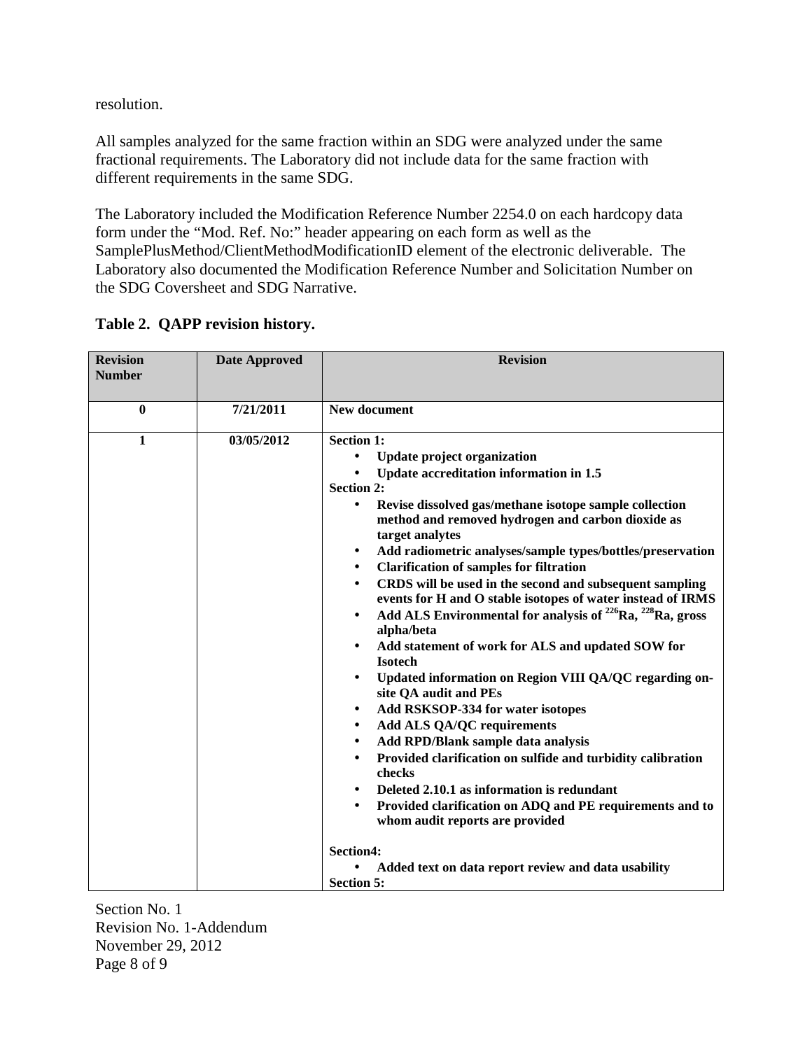resolution.

All samples analyzed for the same fraction within an SDG were analyzed under the same fractional requirements. The Laboratory did not include data for the same fraction with different requirements in the same SDG.

The Laboratory included the Modification Reference Number 2254.0 on each hardcopy data form under the "Mod. Ref. No:" header appearing on each form as well as the SamplePlusMethod/ClientMethodModificationID element of the electronic deliverable. The Laboratory also documented the Modification Reference Number and Solicitation Number on the SDG Coversheet and SDG Narrative.

**Table 2. QAPP revision history.**

| Revision Number | Date Approved | Revision |
|---|---|---|
| **0** | **7/21/2011** | **New document** |
| **1** | **03/05/2012** | **Section 1:**<br>• **Update project organization**<br>• **Update accreditation information in 1.5**<br>**Section 2:**<br>• **Revise dissolved gas/methane isotope sample collection method and removed hydrogen and carbon dioxide as target analytes**<br>• **Add radiometric analyses/sample types/bottles/preservation**<br>• **Clarification of samples for filtration**<br>• **CRDS will be used in the second and subsequent sampling events for H and O stable isotopes of water instead of IRMS**<br>• **Add ALS Environmental for analysis of $^{226}Ra$, $^{228}Ra$, gross alpha/beta**<br>• **Add statement of work for ALS and updated SOW for Isotech**<br>• **Updated information on Region VIII QA/QC regarding on-site QA audit and PEs**<br>• **Add RSKSOP-334 for water isotopes**<br>• **Add ALS QA/QC requirements**<br>• **Add RPD/Blank sample data analysis**<br>• **Provided clarification on sulfide and turbidity calibration checks**<br>• **Deleted 2.10.1 as information is redundant**<br>• **Provided clarification on ADQ and PE requirements and to whom audit reports are provided**<br><br>**Section4:**<br>• **Added text on data report review and data usability**<br>**Section 5:** |

Section No. 1
Revision No. 1-Addendum
November 29, 2012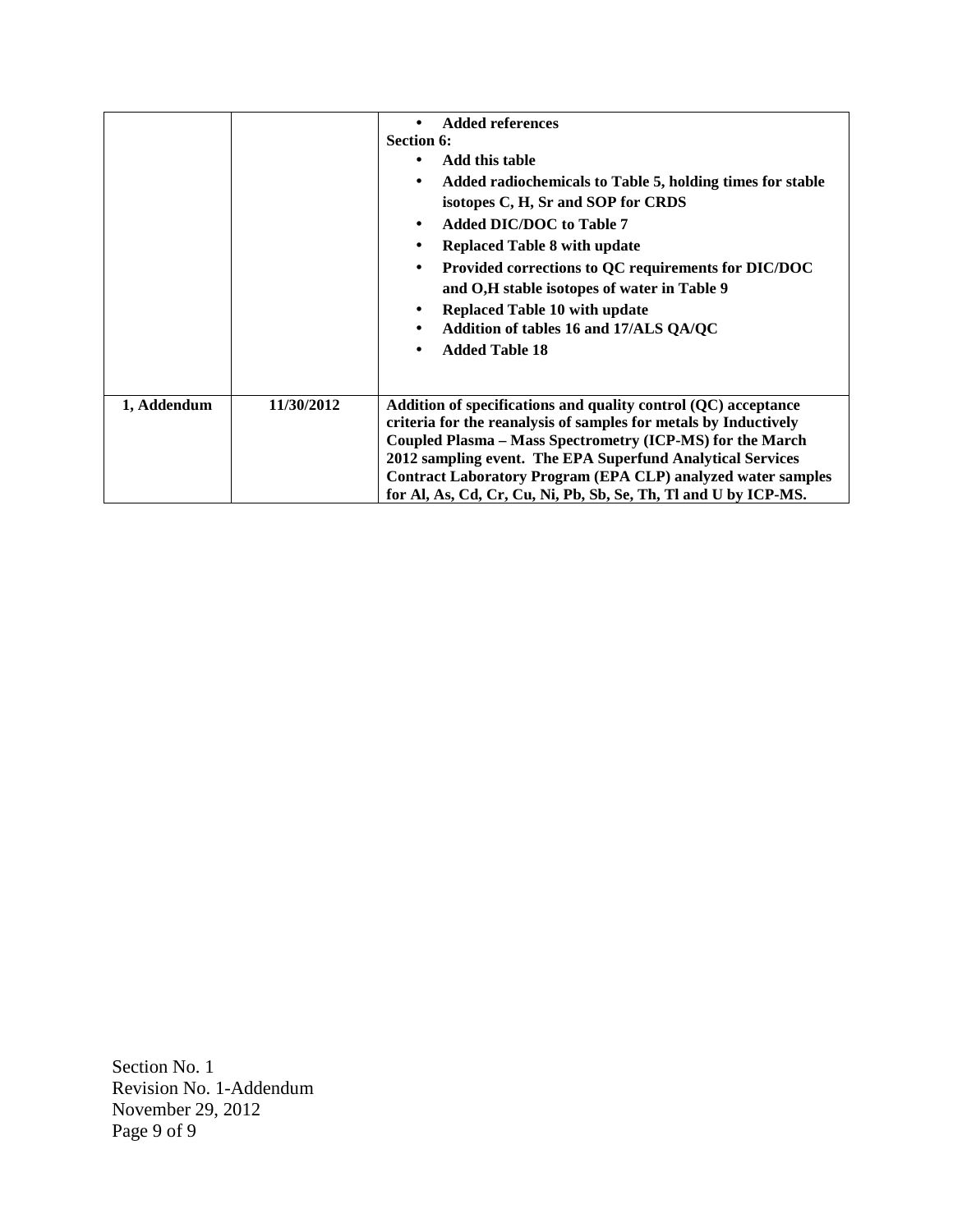| | | |
|---|---|---|
| | | • **Added references**<br>**Section 6:**<br>• **Add this table**<br>• **Added radiochemicals to Table 5, holding times for stable isotopes C, H, Sr and SOP for CRDS**<br>• **Added DIC/DOC to Table 7**<br>• **Replaced Table 8 with update**<br>• **Provided corrections to QC requirements for DIC/DOC and O,H stable isotopes of water in Table 9**<br>• **Replaced Table 10 with update**<br>• **Addition of tables 16 and 17/ALS QA/QC**<br>• **Added Table 18** |
| **1, Addendum** | **11/30/2012** | **Addition of specifications and quality control (QC) acceptance criteria for the reanalysis of samples for metals by Inductively Coupled Plasma – Mass Spectrometry (ICP-MS) for the March 2012 sampling event. The EPA Superfund Analytical Services Contract Laboratory Program (EPA CLP) analyzed water samples for Al, As, Cd, Cr, Cu, Ni, Pb, Sb, Se, Th, Tl and U by ICP-MS.** |